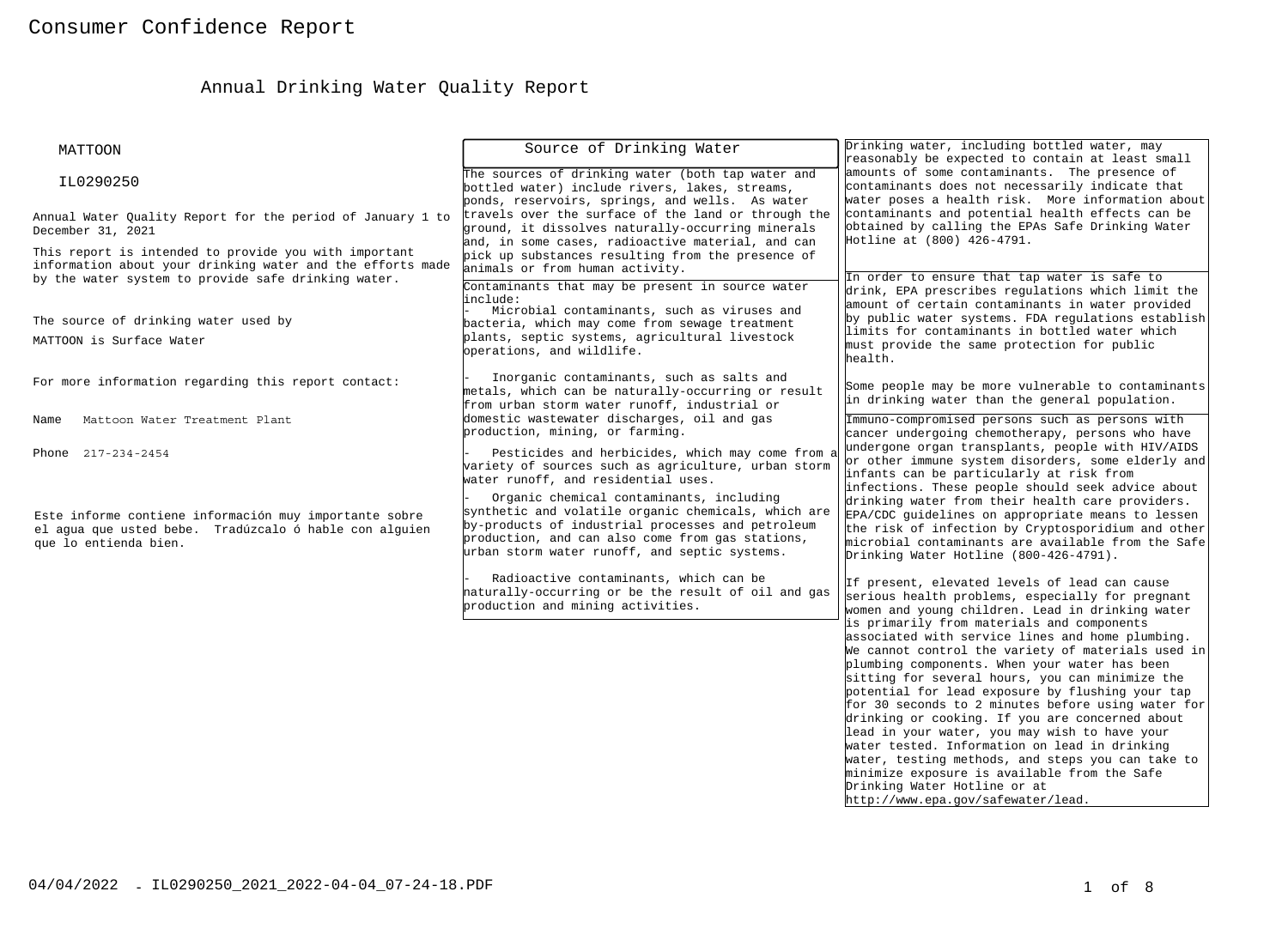# Consumer Confidence Report

## Annual Drinking Water Quality Report

MATTOON

IL0290250

Annual Water Quality Report for the period of January 1 to December 31, 2021

This report is intended to provide you with important information about your drinking water and the efforts made by the water system to provide safe drinking water.

The source of drinking water used by MATTOON is Surface Water

For more information regarding this report contact:

Name Mattoon Water Treatment Plant

Phone 217-234-2454

Este informe contiene información muy importante sobre el agua que usted bebe. Tradúzcalo ó hable con alguien que lo entienda bien.

### Source of Drinking Water

The sources of drinking water (both tap water and bottled water) include rivers, lakes, streams, ponds, reservoirs, springs, and wells. As water travels over the surface of the land or through the ground, it dissolves naturally-occurring minerals and, in some cases, radioactive material, and can pick up substances resulting from the presence of animals or from human activity.

Contaminants that may be present in source water include:

- Microbial contaminants, such as viruses and bacteria, which may come from sewage treatment plants, septic systems, agricultural livestock operations, and wildlife.
- Inorganic contaminants, such as salts and metals, which can be naturally-occurring or result from urban storm water runoff, industrial or domestic wastewater discharges, oil and gas production, mining, or farming.
- Pesticides and herbicides, which may come from a variety of sources such as agriculture, urban storm water runoff, and residential uses.
- Organic chemical contaminants, including synthetic and volatile organic chemicals, which are by-products of industrial processes and petroleum production, and can also come from gas stations, urban storm water runoff, and septic systems.
- Radioactive contaminants, which can be naturally-occurring or be the result of oil and gas production and mining activities.

Drinking water, including bottled water, may reasonably be expected to contain at least small amounts of some contaminants. The presence of contaminants does not necessarily indicate that water poses a health risk. More information about contaminants and potential health effects can be obtained by calling the EPAs Safe Drinking Water Hotline at (800) 426-4791.

In order to ensure that tap water is safe to drink, EPA prescribes regulations which limit the amount of certain contaminants in water provided by public water systems. FDA regulations establish limits for contaminants in bottled water which must provide the same protection for public health.

Some people may be more vulnerable to contaminants in drinking water than the general population.

Immuno-compromised persons such as persons with cancer undergoing chemotherapy, persons who have undergone organ transplants, people with HIV/AIDS or other immune system disorders, some elderly and infants can be particularly at risk from infections. These people should seek advice about drinking water from their health care providers. EPA/CDC guidelines on appropriate means to lessen the risk of infection by Cryptosporidium and other microbial contaminants are available from the Safe Drinking Water Hotline (800-426-4791).

If present, elevated levels of lead can cause serious health problems, especially for pregnant women and young children. Lead in drinking water is primarily from materials and components associated with service lines and home plumbing. We cannot control the variety of materials used in plumbing components. When your water has been sitting for several hours, you can minimize the potential for lead exposure by flushing your tap for 30 seconds to 2 minutes before using water for drinking or cooking. If you are concerned about lead in your water, you may wish to have your water tested. Information on lead in drinking water, testing methods, and steps you can take to minimize exposure is available from the Safe Drinking Water Hotline or at http://www.epa.gov/safewater/lead.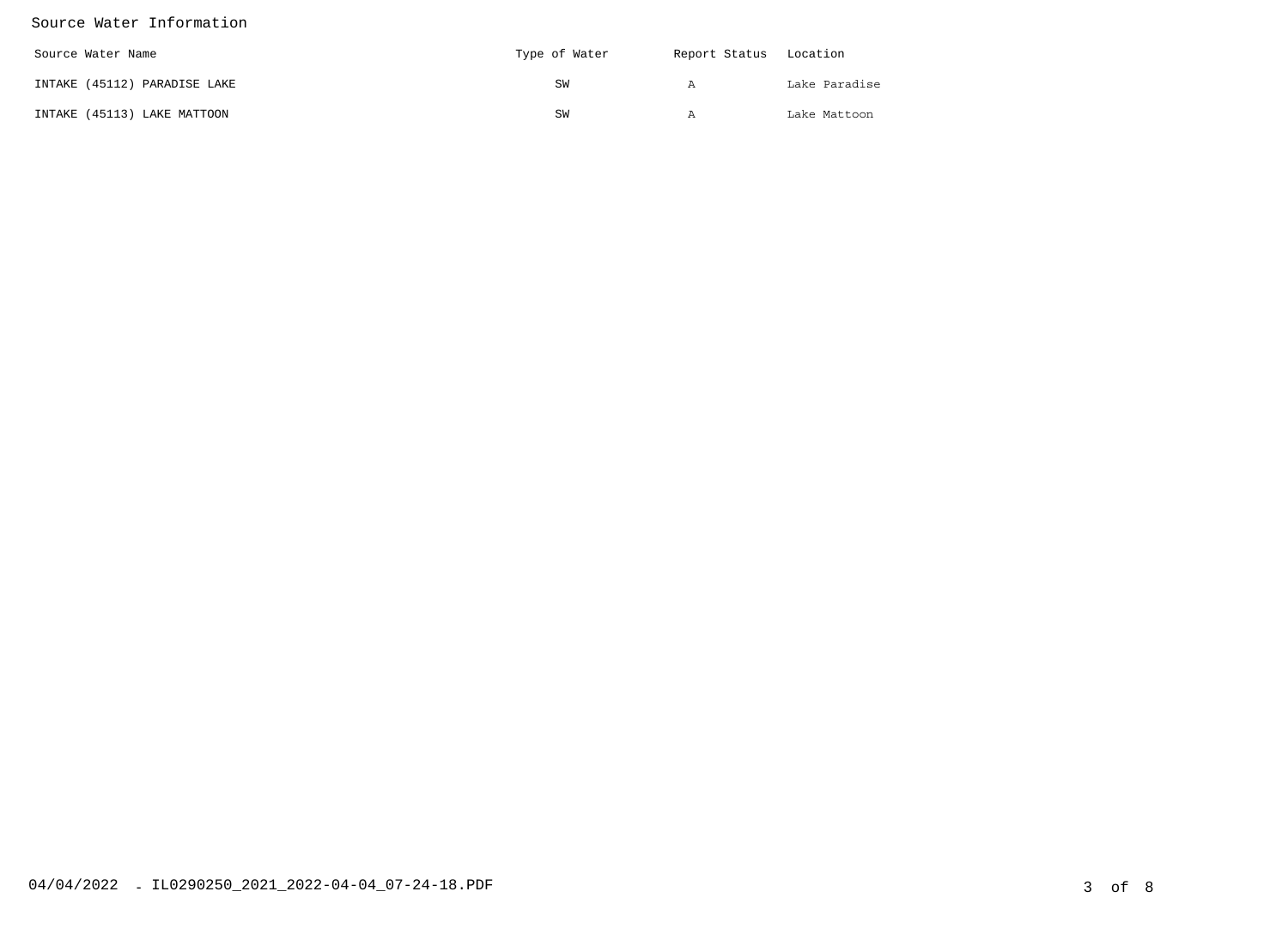## Source Water Information

| Source Water Name | Type of Water | Report Status | Location |
|---|---|---|---|
| INTAKE (45112) PARADISE LAKE | SW | A | Lake Paradise |
| INTAKE (45113) LAKE MATTOON | SW | A | Lake Mattoon |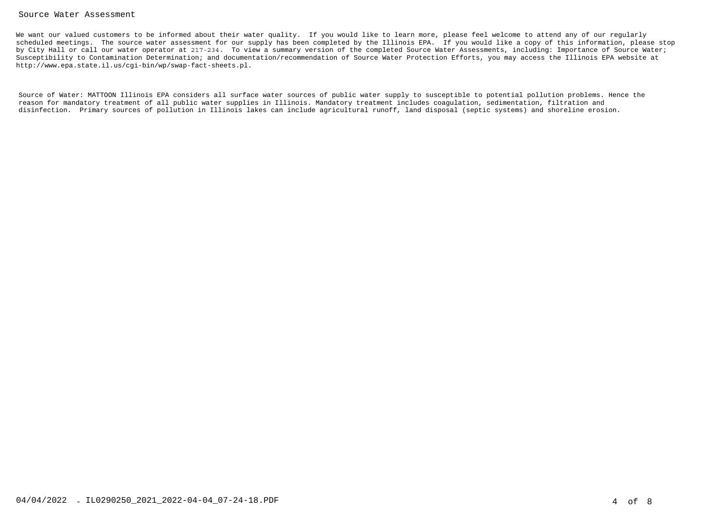## Source Water Assessment

We want our valued customers to be informed about their water quality. If you would like to learn more, please feel welcome to attend any of our regularly scheduled meetings. The source water assessment for our supply has been completed by the Illinois EPA. If you would like a copy of this information, please stop by City Hall or call our water operator at 217-234. To view a summary version of the completed Source Water Assessments, including: Importance of Source Water; Susceptibility to Contamination Determination; and documentation/recommendation of Source Water Protection Efforts, you may access the Illinois EPA website at http://www.epa.state.il.us/cgi-bin/wp/swap-fact-sheets.pl.

Source of Water: MATTOON Illinois EPA considers all surface water sources of public water supply to susceptible to potential pollution problems. Hence the reason for mandatory treatment of all public water supplies in Illinois. Mandatory treatment includes coagulation, sedimentation, filtration and disinfection. Primary sources of pollution in Illinois lakes can include agricultural runoff, land disposal (septic systems) and shoreline erosion.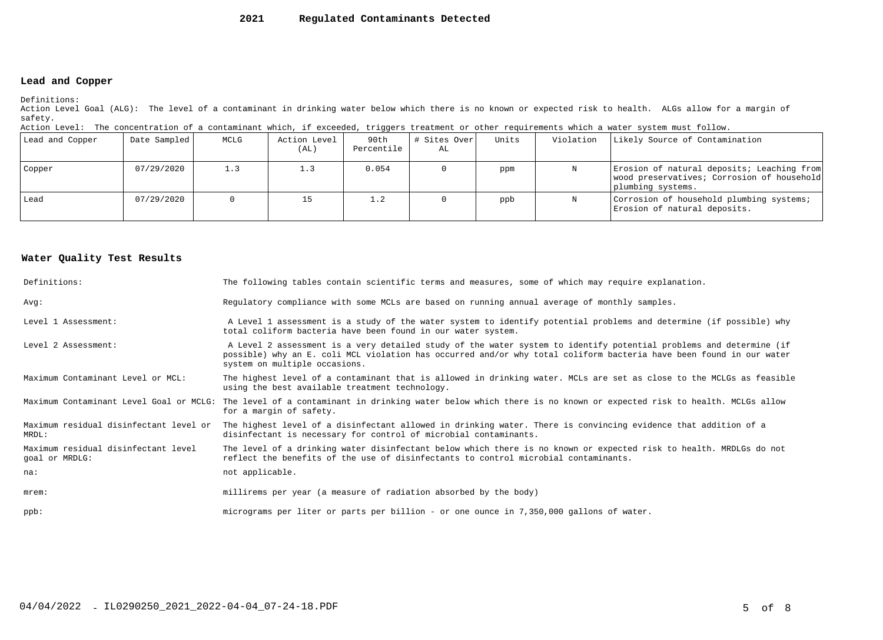# 2021 Regulated Contaminants Detected

## Lead and Copper

Definitions:
Action Level Goal (ALG): The level of a contaminant in drinking water below which there is no known or expected risk to health. ALGs allow for a margin of safety.
Action Level: The concentration of a contaminant which, if exceeded, triggers treatment or other requirements which a water system must follow.

| Lead and Copper | Date Sampled | MCLG | Action Level (AL) | 90th Percentile | # Sites Over AL | Units | Violation | Likely Source of Contamination |
|---|---|---|---|---|---|---|---|---|
| Copper | 07/29/2020 | 1.3 | 1.3 | 0.054 | 0 | ppm | N | Erosion of natural deposits; Leaching from wood preservatives; Corrosion of household plumbing systems. |
| Lead | 07/29/2020 | 0 | 15 | 1.2 | 0 | ppb | N | Corrosion of household plumbing systems; Erosion of natural deposits. |

## Water Quality Test Results

| | |
|---|---|
| Definitions: | The following tables contain scientific terms and measures, some of which may require explanation. |
| Avg: | Regulatory compliance with some MCLs are based on running annual average of monthly samples. |
| Level 1 Assessment: | A Level 1 assessment is a study of the water system to identify potential problems and determine (if possible) why total coliform bacteria have been found in our water system. |
| Level 2 Assessment: | A Level 2 assessment is a very detailed study of the water system to identify potential problems and determine (if possible) why an E. coli MCL violation has occurred and/or why total coliform bacteria have been found in our water system on multiple occasions. |
| Maximum Contaminant Level or MCL: | The highest level of a contaminant that is allowed in drinking water. MCLs are set as close to the MCLGs as feasible using the best available treatment technology. |
| Maximum Contaminant Level Goal or MCLG: | The level of a contaminant in drinking water below which there is no known or expected risk to health. MCLGs allow for a margin of safety. |
| Maximum residual disinfectant level or MRDL: | The highest level of a disinfectant allowed in drinking water. There is convincing evidence that addition of a disinfectant is necessary for control of microbial contaminants. |
| Maximum residual disinfectant level goal or MRDLG: | The level of a drinking water disinfectant below which there is no known or expected risk to health. MRDLGs do not reflect the benefits of the use of disinfectants to control microbial contaminants. |
| na: | not applicable. |
| mrem: | millirems per year (a measure of radiation absorbed by the body) |
| ppb: | micrograms per liter or parts per billion - or one ounce in 7,350,000 gallons of water. |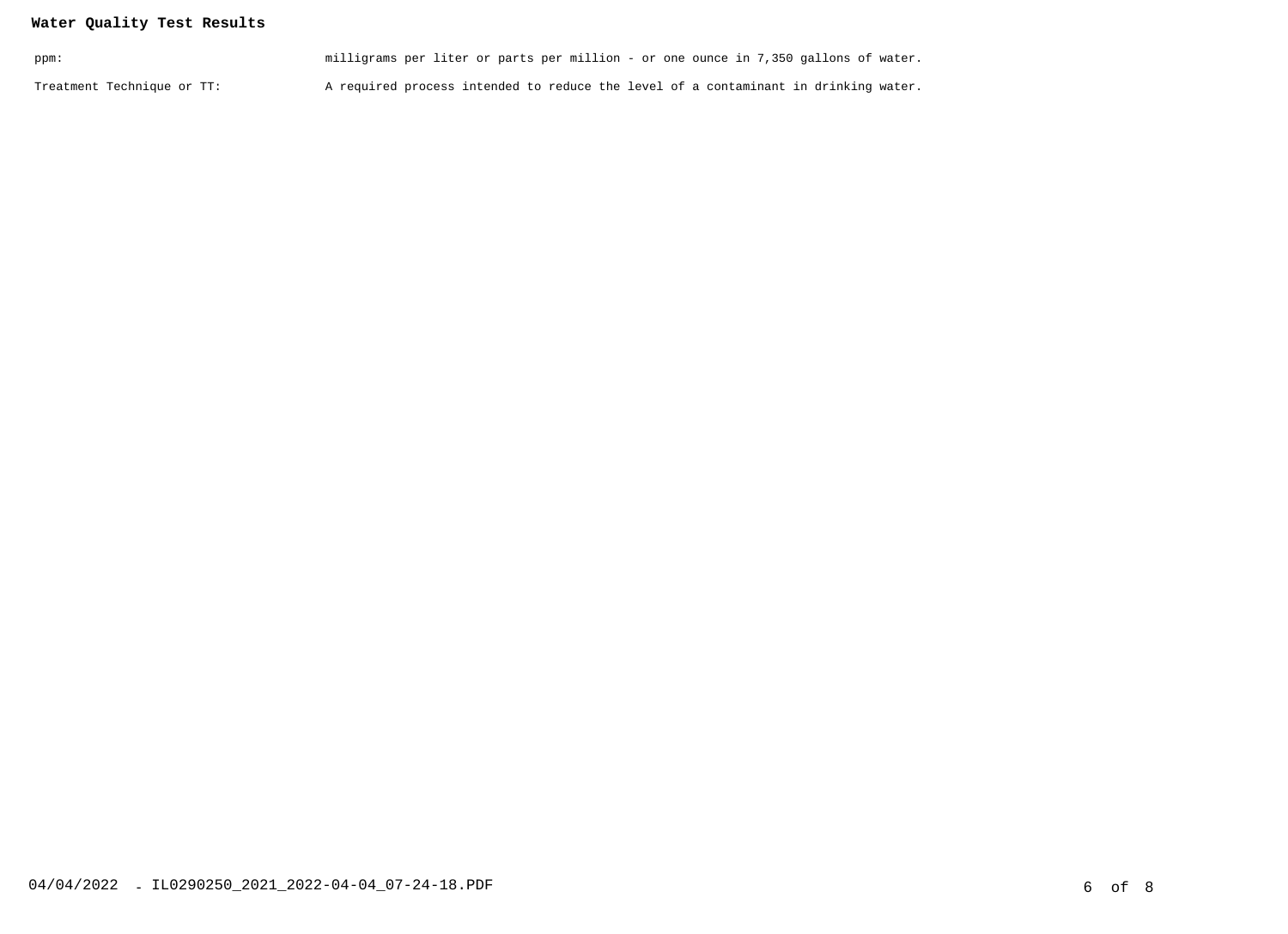**Water Quality Test Results**

| | |
|---|---|
| ppm: | milligrams per liter or parts per million - or one ounce in 7,350 gallons of water. |
| Treatment Technique or TT: | A required process intended to reduce the level of a contaminant in drinking water. |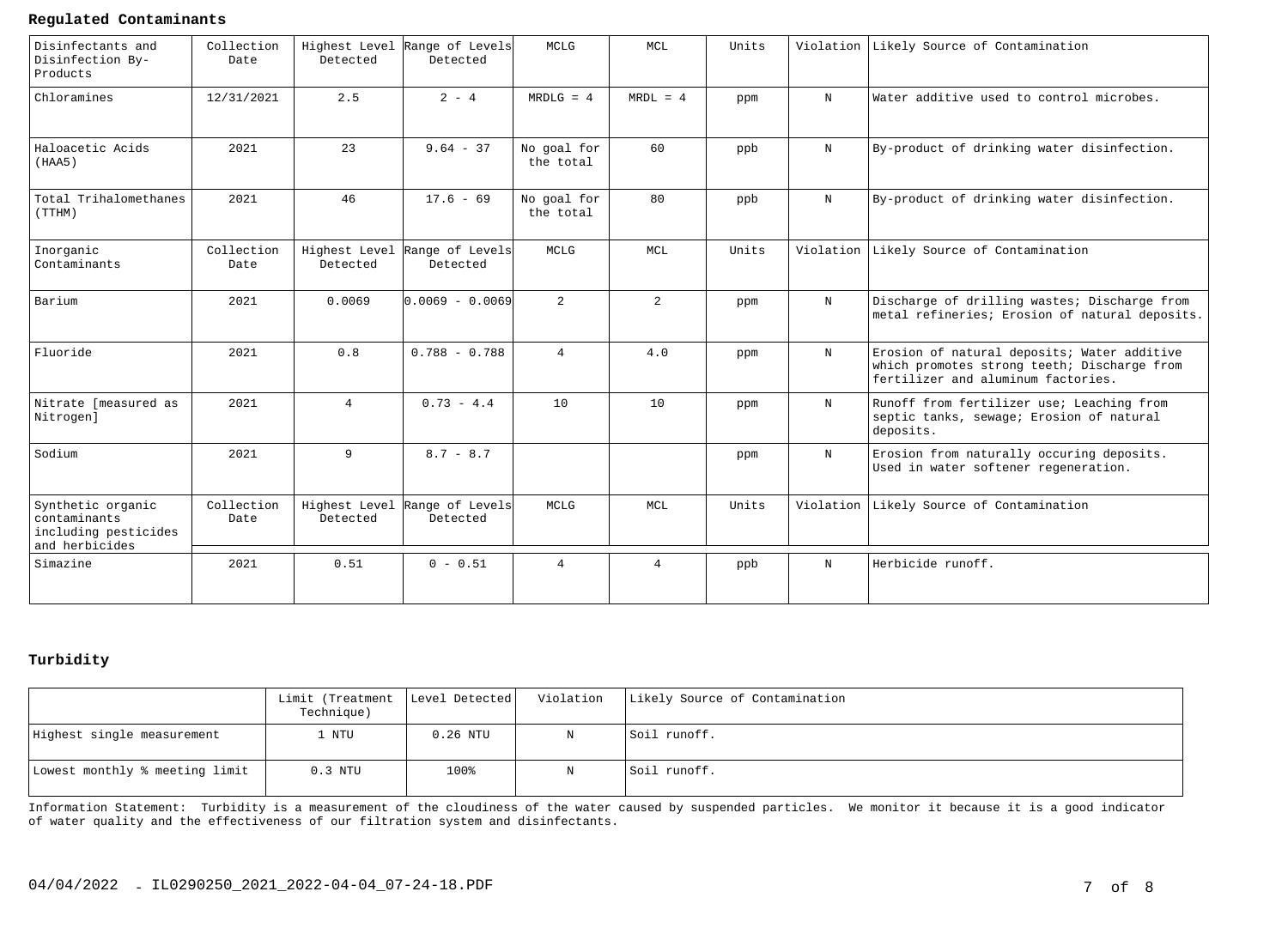**Regulated Contaminants**

| Disinfectants and Disinfection By-Products | Collection Date | Highest Level Detected | Range of Levels Detected | MCLG | MCL | Units | Violation | Likely Source of Contamination |
|---|---|---|---|---|---|---|---|---|
| Chloramines | 12/31/2021 | 2.5 | 2 - 4 | MRDLG = 4 | MRDL = 4 | ppm | N | Water additive used to control microbes. |
| Haloacetic Acids (HAA5) | 2021 | 23 | 9.64 - 37 | No goal for the total | 60 | ppb | N | By-product of drinking water disinfection. |
| Total Trihalomethanes (TTHM) | 2021 | 46 | 17.6 - 69 | No goal for the total | 80 | ppb | N | By-product of drinking water disinfection. |
| **Inorganic Contaminants** | **Collection Date** | **Highest Level Detected** | **Range of Levels Detected** | **MCLG** | **MCL** | **Units** | **Violation** | **Likely Source of Contamination** |
| Barium | 2021 | 0.0069 | 0.0069 - 0.0069 | 2 | 2 | ppm | N | Discharge of drilling wastes; Discharge from metal refineries; Erosion of natural deposits. |
| Fluoride | 2021 | 0.8 | 0.788 - 0.788 | 4 | 4.0 | ppm | N | Erosion of natural deposits; Water additive which promotes strong teeth; Discharge from fertilizer and aluminum factories. |
| Nitrate [measured as Nitrogen] | 2021 | 4 | 0.73 - 4.4 | 10 | 10 | ppm | N | Runoff from fertilizer use; Leaching from septic tanks, sewage; Erosion of natural deposits. |
| Sodium | 2021 | 9 | 8.7 - 8.7 | | | ppm | N | Erosion from naturally occuring deposits. Used in water softener regeneration. |
| **Synthetic organic contaminants including pesticides and herbicides** | **Collection Date** | **Highest Level Detected** | **Range of Levels Detected** | **MCLG** | **MCL** | **Units** | **Violation** | **Likely Source of Contamination** |
| Simazine | 2021 | 0.51 | 0 - 0.51 | 4 | 4 | ppb | N | Herbicide runoff. |

**Turbidity**

| | Limit (Treatment Technique) | Level Detected | Violation | Likely Source of Contamination |
|---|---|---|---|---|
| Highest single measurement | 1 NTU | 0.26 NTU | N | Soil runoff. |
| Lowest monthly % meeting limit | 0.3 NTU | 100% | N | Soil runoff. |

Information Statement: Turbidity is a measurement of the cloudiness of the water caused by suspended particles. We monitor it because it is a good indicator of water quality and the effectiveness of our filtration system and disinfectants.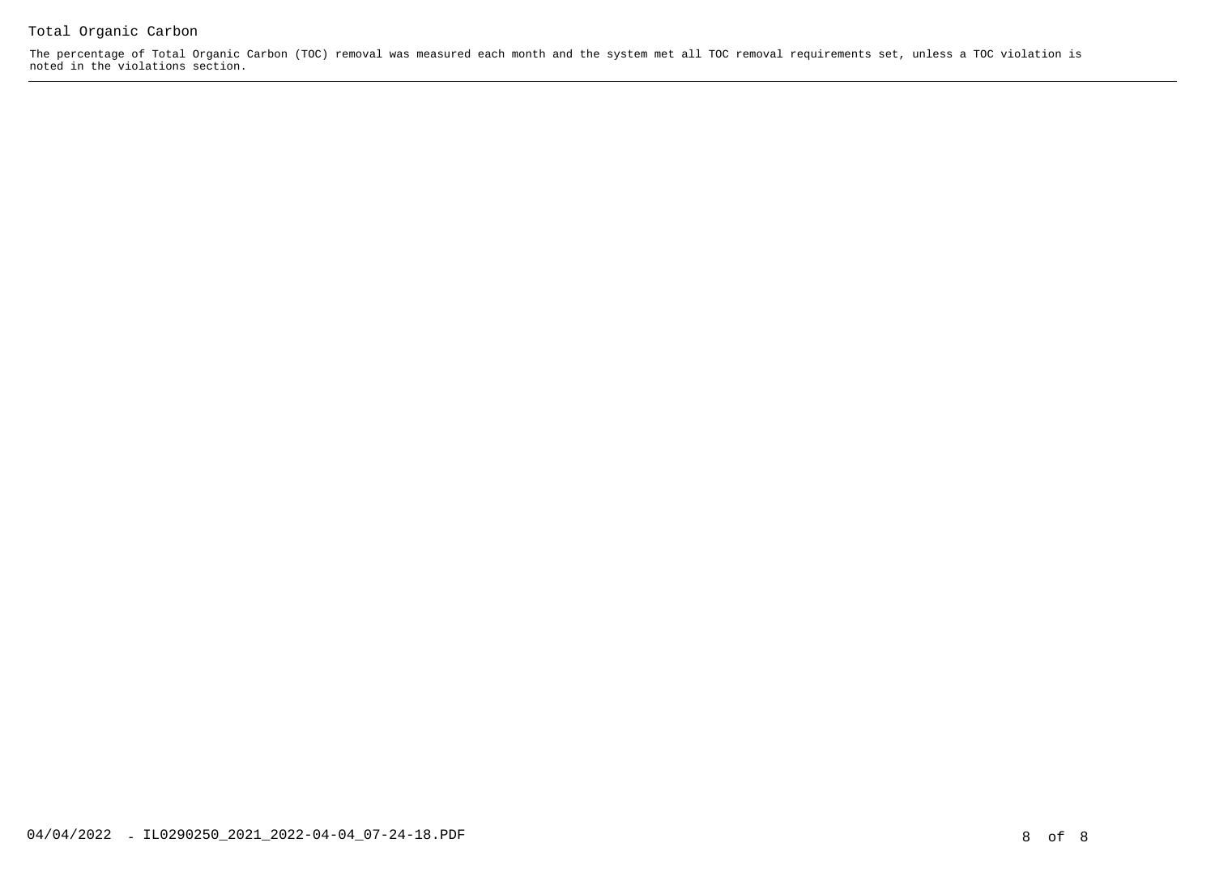## Total Organic Carbon

The percentage of Total Organic Carbon (TOC) removal was measured each month and the system met all TOC removal requirements set, unless a TOC violation is noted in the violations section.